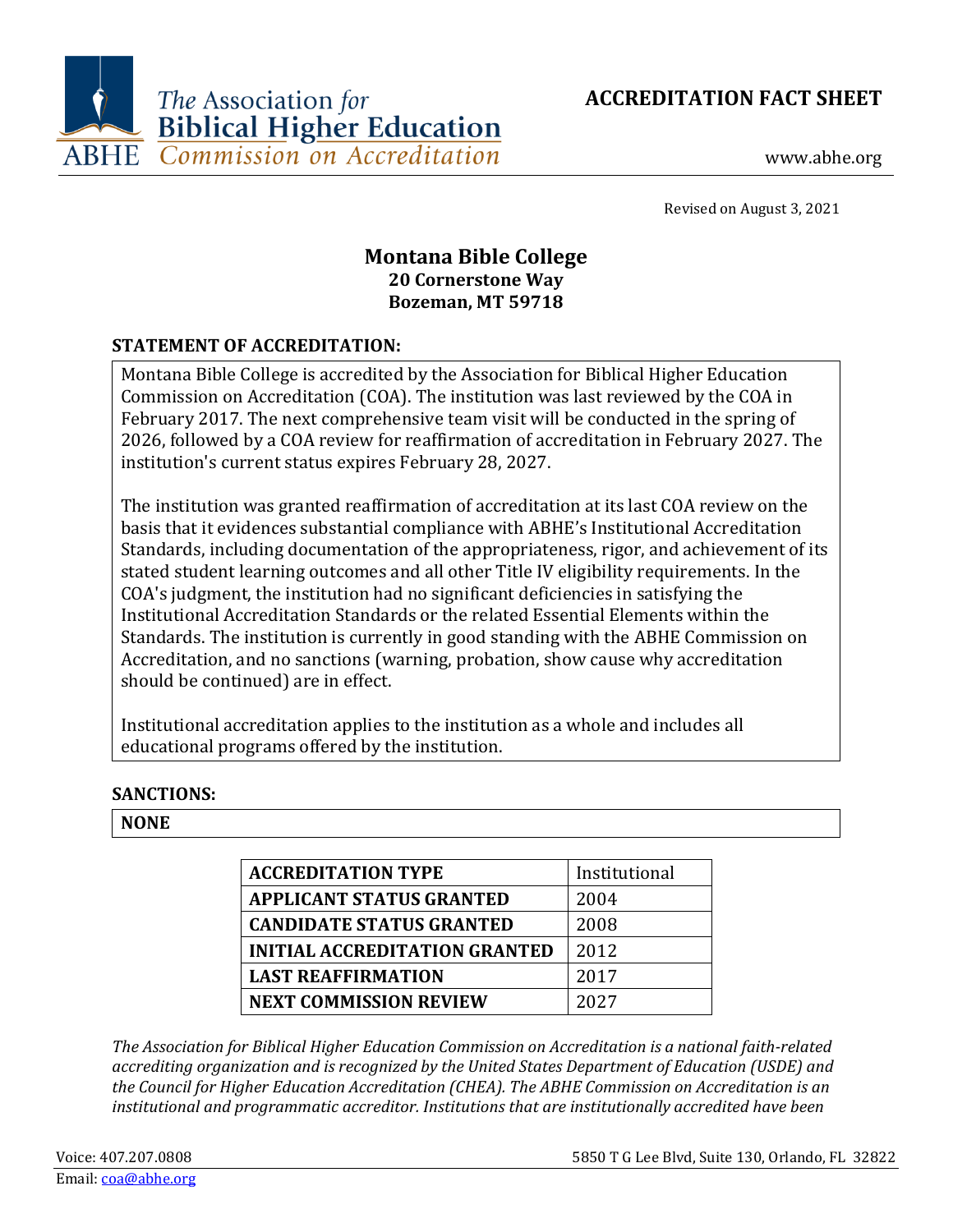The Association for Biblical Higher Education Commission on Accreditation

ABHE

# ACCREDITATION FACT SHEET

www.abhe.org

Revised on August 3, 2021

## Montana Bible College
**20 Cornerstone Way**
**Bozeman, MT 59718**

### STATEMENT OF ACCREDITATION:

Montana Bible College is accredited by the Association for Biblical Higher Education Commission on Accreditation (COA). The institution was last reviewed by the COA in February 2017. The next comprehensive team visit will be conducted in the spring of 2026, followed by a COA review for reaffirmation of accreditation in February 2027. The institution's current status expires February 28, 2027.

The institution was granted reaffirmation of accreditation at its last COA review on the basis that it evidences substantial compliance with ABHE's Institutional Accreditation Standards, including documentation of the appropriateness, rigor, and achievement of its stated student learning outcomes and all other Title IV eligibility requirements. In the COA's judgment, the institution had no significant deficiencies in satisfying the Institutional Accreditation Standards or the related Essential Elements within the Standards. The institution is currently in good standing with the ABHE Commission on Accreditation, and no sanctions (warning, probation, show cause why accreditation should be continued) are in effect.

Institutional accreditation applies to the institution as a whole and includes all educational programs offered by the institution.

### SANCTIONS:

**NONE**

| **ACCREDITATION TYPE** | Institutional |
|---|---|
| **APPLICANT STATUS GRANTED** | 2004 |
| **CANDIDATE STATUS GRANTED** | 2008 |
| **INITIAL ACCREDITATION GRANTED** | 2012 |
| **LAST REAFFIRMATION** | 2017 |
| **NEXT COMMISSION REVIEW** | 2027 |

*The Association for Biblical Higher Education Commission on Accreditation is a national faith-related accrediting organization and is recognized by the United States Department of Education (USDE) and the Council for Higher Education Accreditation (CHEA). The ABHE Commission on Accreditation is an institutional and programmatic accreditor. Institutions that are institutionally accredited have been*

Voice: 407.207.0808
Email: coa@abhe.org
5850 T G Lee Blvd, Suite 130, Orlando, FL 32822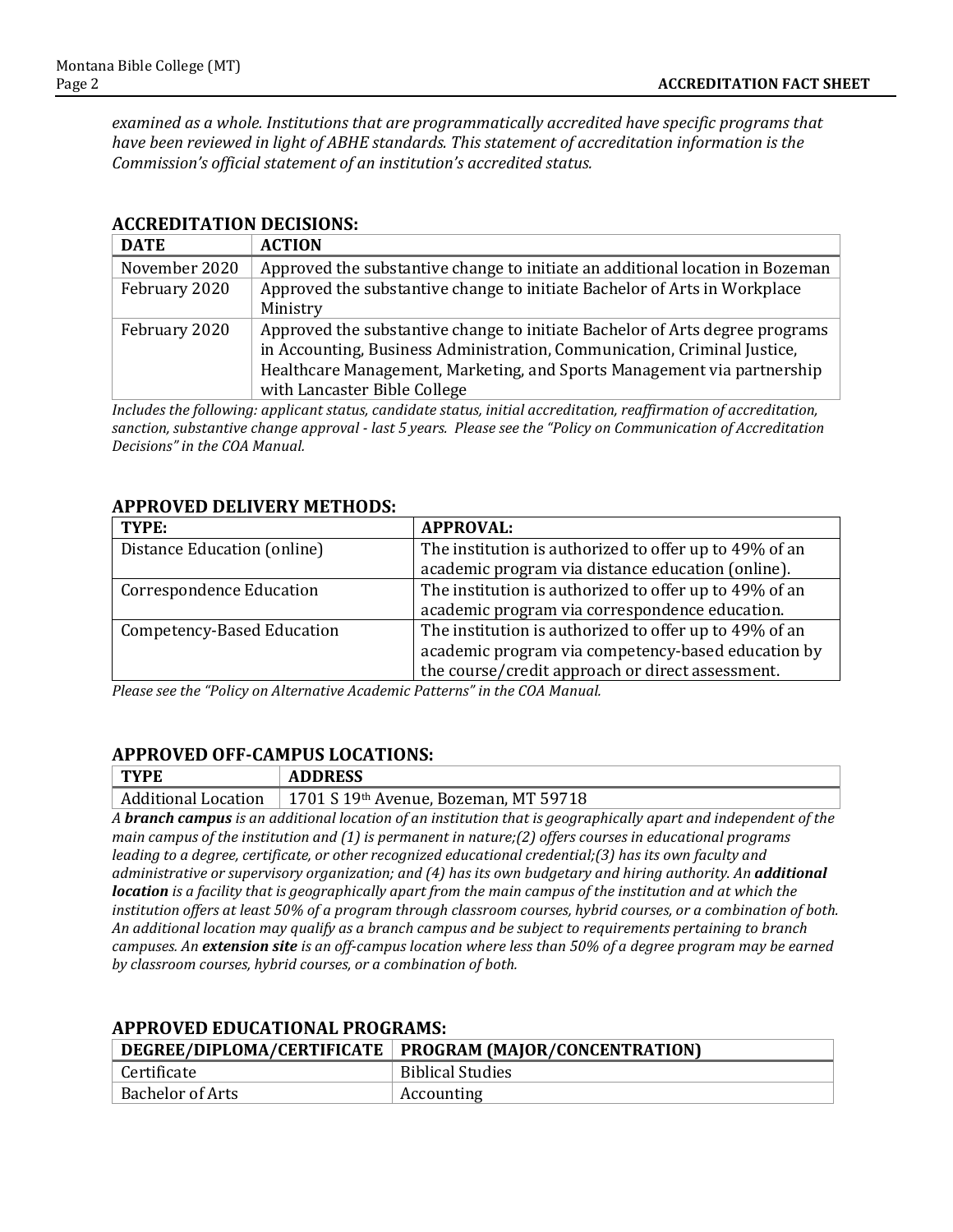*examined as a whole. Institutions that are programmatically accredited have specific programs that have been reviewed in light of ABHE standards. This statement of accreditation information is the Commission's official statement of an institution's accredited status.*

## ACCREDITATION DECISIONS:

| DATE | ACTION |
|---|---|
| November 2020 | Approved the substantive change to initiate an additional location in Bozeman |
| February 2020 | Approved the substantive change to initiate Bachelor of Arts in Workplace Ministry |
| February 2020 | Approved the substantive change to initiate Bachelor of Arts degree programs in Accounting, Business Administration, Communication, Criminal Justice, Healthcare Management, Marketing, and Sports Management via partnership with Lancaster Bible College |

*Includes the following: applicant status, candidate status, initial accreditation, reaffirmation of accreditation, sanction, substantive change approval - last 5 years. Please see the "Policy on Communication of Accreditation Decisions" in the COA Manual.*

## APPROVED DELIVERY METHODS:

| TYPE: | APPROVAL: |
|---|---|
| Distance Education (online) | The institution is authorized to offer up to 49% of an academic program via distance education (online). |
| Correspondence Education | The institution is authorized to offer up to 49% of an academic program via correspondence education. |
| Competency-Based Education | The institution is authorized to offer up to 49% of an academic program via competency-based education by the course/credit approach or direct assessment. |

*Please see the "Policy on Alternative Academic Patterns" in the COA Manual.*

## APPROVED OFF-CAMPUS LOCATIONS:

| TYPE | ADDRESS |
|---|---|
| Additional Location | 1701 S 19th Avenue, Bozeman, MT 59718 |

*A **branch campus** is an additional location of an institution that is geographically apart and independent of the main campus of the institution and (1) is permanent in nature;(2) offers courses in educational programs leading to a degree, certificate, or other recognized educational credential;(3) has its own faculty and administrative or supervisory organization; and (4) has its own budgetary and hiring authority. An **additional location** is a facility that is geographically apart from the main campus of the institution and at which the institution offers at least 50% of a program through classroom courses, hybrid courses, or a combination of both. An additional location may qualify as a branch campus and be subject to requirements pertaining to branch campuses. An **extension site** is an off-campus location where less than 50% of a degree program may be earned by classroom courses, hybrid courses, or a combination of both.*

## APPROVED EDUCATIONAL PROGRAMS:

| DEGREE/DIPLOMA/CERTIFICATE | PROGRAM (MAJOR/CONCENTRATION) |
|---|---|
| Certificate | Biblical Studies |
| Bachelor of Arts | Accounting |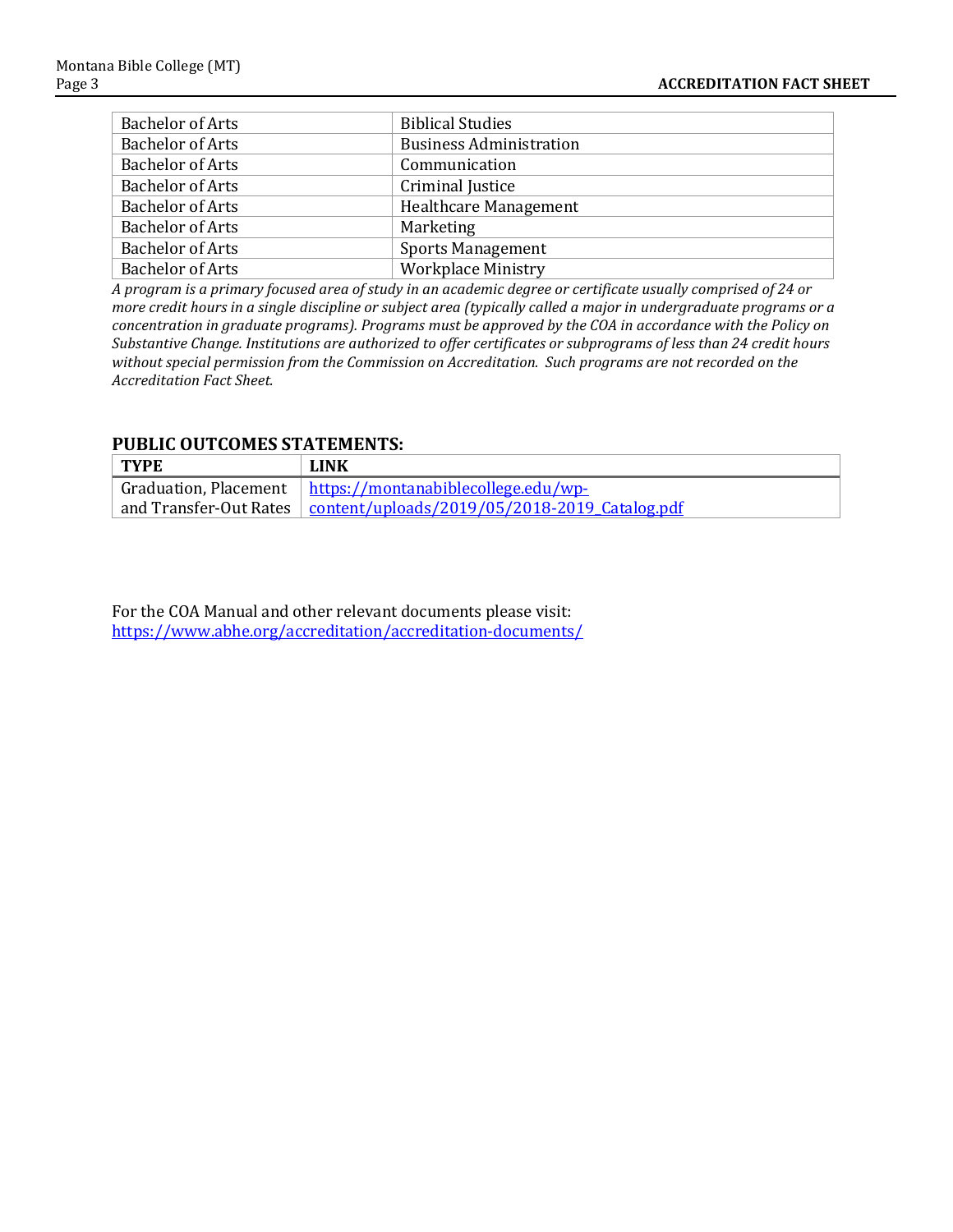| | |
|---|---|
| Bachelor of Arts | Biblical Studies |
| Bachelor of Arts | Business Administration |
| Bachelor of Arts | Communication |
| Bachelor of Arts | Criminal Justice |
| Bachelor of Arts | Healthcare Management |
| Bachelor of Arts | Marketing |
| Bachelor of Arts | Sports Management |
| Bachelor of Arts | Workplace Ministry |

*A program is a primary focused area of study in an academic degree or certificate usually comprised of 24 or more credit hours in a single discipline or subject area (typically called a major in undergraduate programs or a concentration in graduate programs). Programs must be approved by the COA in accordance with the Policy on Substantive Change. Institutions are authorized to offer certificates or subprograms of less than 24 credit hours without special permission from the Commission on Accreditation. Such programs are not recorded on the Accreditation Fact Sheet.*

## PUBLIC OUTCOMES STATEMENTS:

| TYPE | LINK |
|---|---|
| Graduation, Placement and Transfer-Out Rates | https://montanabiblecollege.edu/wp-content/uploads/2019/05/2018-2019_Catalog.pdf |

For the COA Manual and other relevant documents please visit:
https://www.abhe.org/accreditation/accreditation-documents/